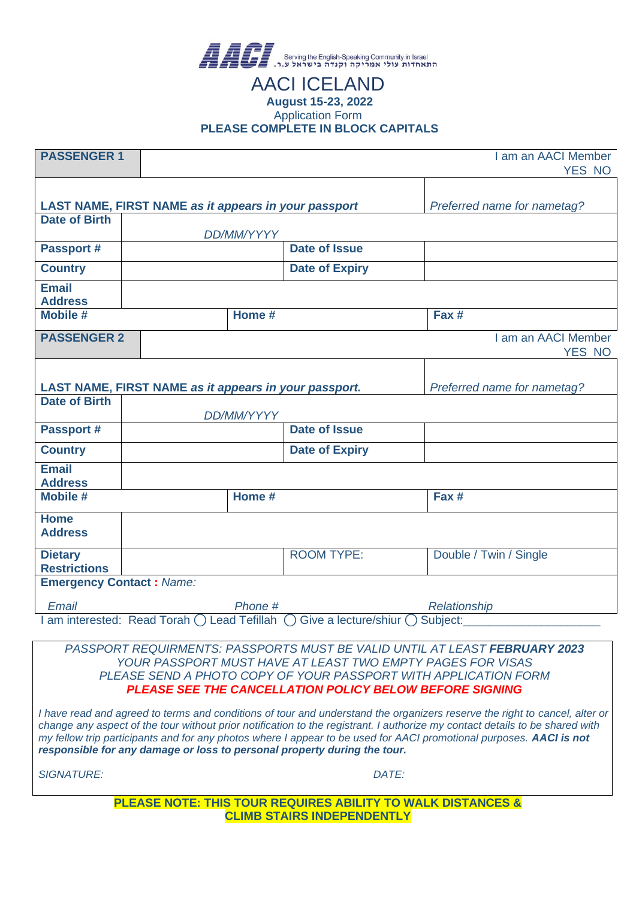AACI — Serving the English-Speaking Community in Israel
התאחדות עולי אמריקה וקנדה בישראל ע.ר.

# AACI ICELAND

**August 15-23, 2022**

Application Form

**PLEASE COMPLETE IN BLOCK CAPITALS**

| **PASSENGER 1** | | | I am an AACI Member YES NO |
|---|---|---|---|
| **LAST NAME, FIRST NAME** ***as it appears in your passport*** | | | *Preferred name for nametag?* |
| **Date of Birth** | *DD/MM/YYYY* | | |
| **Passport #** | | **Date of Issue** | |
| **Country** | | **Date of Expiry** | |
| **Email Address** | | | |
| **Mobile #** | **Home #** | | **Fax #** |

| **PASSENGER 2** | | | I am an AACI Member YES NO |
|---|---|---|---|
| **LAST NAME, FIRST NAME** ***as it appears in your passport.*** | | | *Preferred name for nametag?* |
| **Date of Birth** | *DD/MM/YYYY* | | |
| **Passport #** | | **Date of Issue** | |
| **Country** | | **Date of Expiry** | |
| **Email Address** | | | |
| **Mobile #** | **Home #** | | **Fax #** |
| **Home Address** | | | |
| **Dietary Restrictions** | | ROOM TYPE: | Double / Twin / Single |
| **Emergency Contact :** *Name:* | | | |
| *Email* | *Phone #* | | *Relationship* |

I am interested: Read Torah ◯ Lead Tefillah ◯ Give a lecture/shiur ◯ Subject:____________________

*PASSPORT REQUIRMENTS: PASSPORTS MUST BE VALID UNTIL AT LEAST* ***FEBRUARY 2023***
*YOUR PASSPORT MUST HAVE AT LEAST TWO EMPTY PAGES FOR VISAS*
*PLEASE SEND A PHOTO COPY OF YOUR PASSPORT WITH APPLICATION FORM*
***PLEASE SEE THE CANCELLATION POLICY BELOW BEFORE SIGNING***

*I have read and agreed to terms and conditions of tour and understand the organizers reserve the right to cancel, alter or change any aspect of the tour without prior notification to the registrant. I authorize my contact details to be shared with my fellow trip participants and for any photos where I appear to be used for AACI promotional purposes.* ***AACI is not responsible for any damage or loss to personal property during the tour.***

*SIGNATURE:* *DATE:*

**PLEASE NOTE: THIS TOUR REQUIRES ABILITY TO WALK DISTANCES & CLIMB STAIRS INDEPENDENTLY**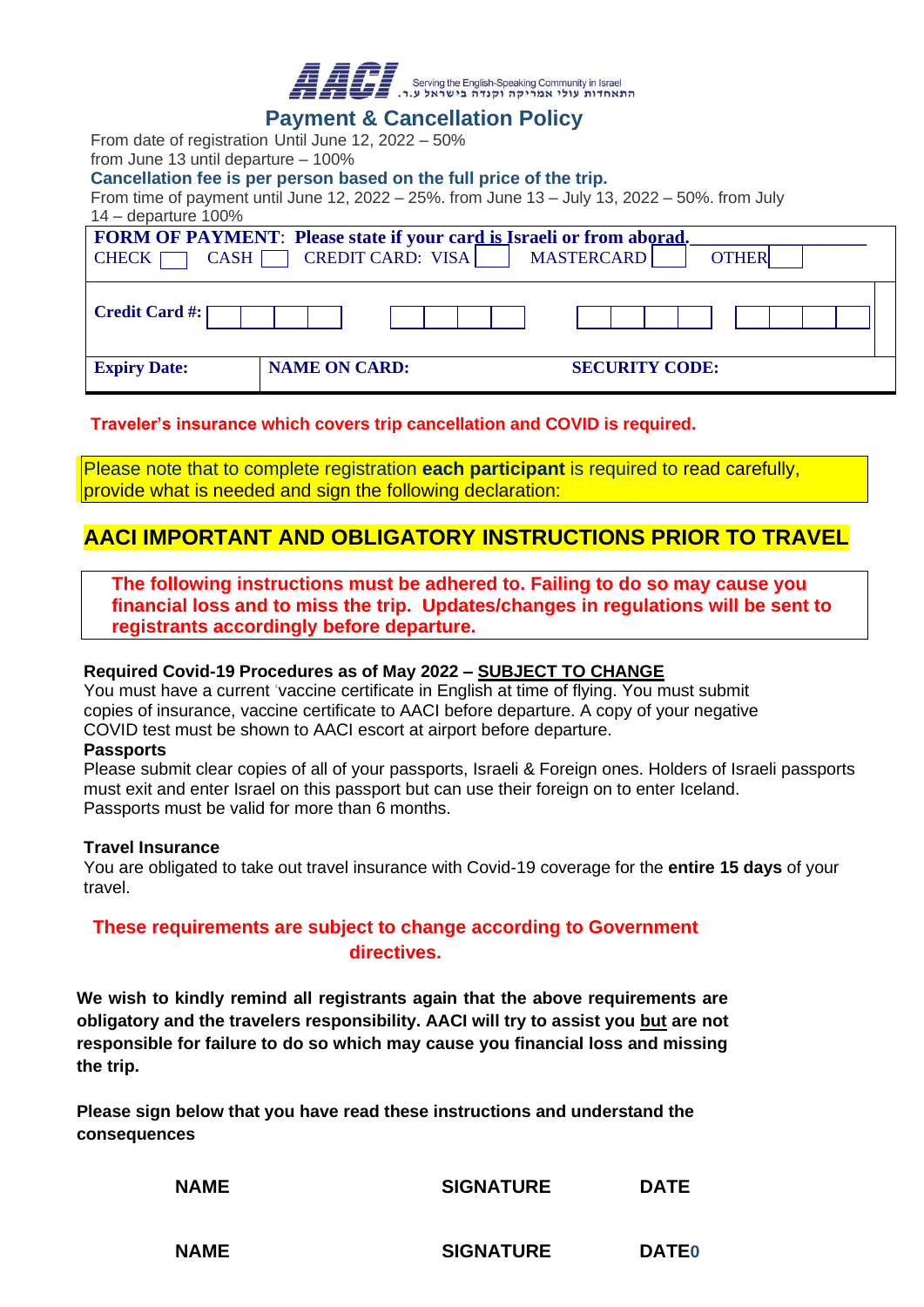AACI Serving the English-Speaking Community in Israel
התאחדות עולי אמריקה וקנדה בישראל ע.ר.

## Payment & Cancellation Policy

From date of registration Until June 12, 2022 – 50%
from June 13 until departure – 100%

**Cancellation fee is per person based on the full price of the trip.**

From time of payment until June 12, 2022 – 25%. from June 13 – July 13, 2022 – 50%. from July 14 – departure 100%

| | | |
|---|---|---|
| **FORM OF PAYMENT**: **Please state if your card is Israeli or from aborad.** CHECK ☐ CASH ☐ CREDIT CARD: VISA ☐ MASTERCARD ☐ OTHER ☐ | | |
| **Credit Card #:** | | |
| **Expiry Date:** | **NAME ON CARD:** | **SECURITY CODE:** |

**Traveler's insurance which covers trip cancellation and COVID is required.**

Please note that to complete registration **each participant** is required to read carefully, provide what is needed and sign the following declaration:

## AACI IMPORTANT AND OBLIGATORY INSTRUCTIONS PRIOR TO TRAVEL

**The following instructions must be adhered to. Failing to do so may cause you financial loss and to miss the trip. Updates/changes in regulations will be sent to registrants accordingly before departure.**

**Required Covid-19 Procedures as of May 2022 – SUBJECT TO CHANGE**
You must have a current vaccine certificate in English at time of flying. You must submit copies of insurance, vaccine certificate to AACI before departure. A copy of your negative COVID test must be shown to AACI escort at airport before departure.

**Passports**
Please submit clear copies of all of your passports, Israeli & Foreign ones. Holders of Israeli passports must exit and enter Israel on this passport but can use their foreign on to enter Iceland. Passports must be valid for more than 6 months.

**Travel Insurance**
You are obligated to take out travel insurance with Covid-19 coverage for the **entire 15 days** of your travel.

**These requirements are subject to change according to Government directives.**

**We wish to kindly remind all registrants again that the above requirements are obligatory and the travelers responsibility. AACI will try to assist you but are not responsible for failure to do so which may cause you financial loss and missing the trip.**

**Please sign below that you have read these instructions and understand the consequences**

| | | |
|---|---|---|
| **NAME** | **SIGNATURE** | **DATE** |
| **NAME** | **SIGNATURE** | **DATE0** |